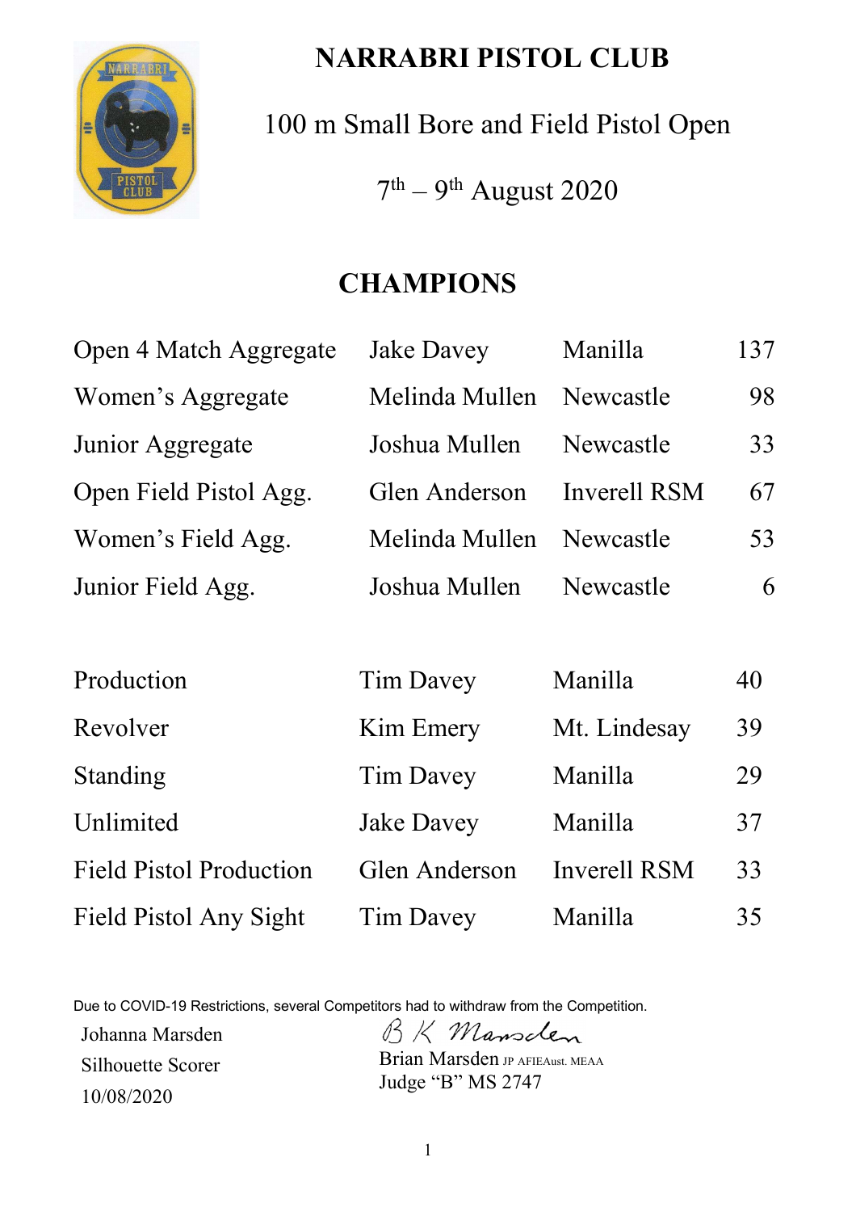# NARRABRI PISTOL CLUB

100 m Small Bore and Field Pistol Open

7th – 9th August 2020

## CHAMPIONS

| | | | |
|---|---|---|---|
| Open 4 Match Aggregate | Jake Davey | Manilla | 137 |
| Women's Aggregate | Melinda Mullen | Newcastle | 98 |
| Junior Aggregate | Joshua Mullen | Newcastle | 33 |
| Open Field Pistol Agg. | Glen Anderson | Inverell RSM | 67 |
| Women's Field Agg. | Melinda Mullen | Newcastle | 53 |
| Junior Field Agg. | Joshua Mullen | Newcastle | 6 |

| | | | |
|---|---|---|---|
| Production | Tim Davey | Manilla | 40 |
| Revolver | Kim Emery | Mt. Lindesay | 39 |
| Standing | Tim Davey | Manilla | 29 |
| Unlimited | Jake Davey | Manilla | 37 |
| Field Pistol Production | Glen Anderson | Inverell RSM | 33 |
| Field Pistol Any Sight | Tim Davey | Manilla | 35 |

Due to COVID-19 Restrictions, several Competitors had to withdraw from the Competition.

Johanna Marsden
Silhouette Scorer
10/08/2020

B K Marsden
Brian Marsden JP AFIEAust. MEAA
Judge "B" MS 2747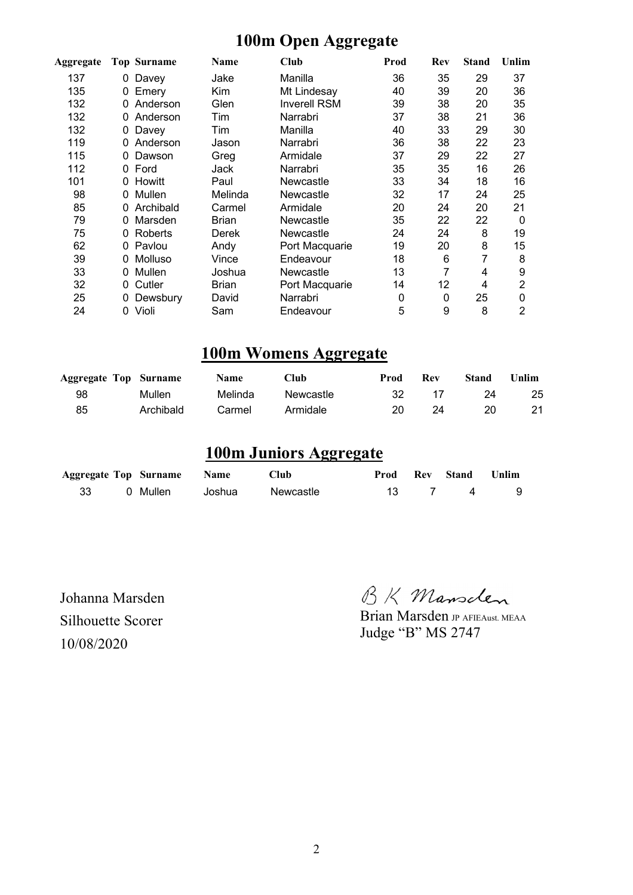# 100m Open Aggregate

| Aggregate | Top | Surname | Name | Club | Prod | Rev | Stand | Unlim |
|---|---|---|---|---|---|---|---|---|
| 137 | 0 | Davey | Jake | Manilla | 36 | 35 | 29 | 37 |
| 135 | 0 | Emery | Kim | Mt Lindesay | 40 | 39 | 20 | 36 |
| 132 | 0 | Anderson | Glen | Inverell RSM | 39 | 38 | 20 | 35 |
| 132 | 0 | Anderson | Tim | Narrabri | 37 | 38 | 21 | 36 |
| 132 | 0 | Davey | Tim | Manilla | 40 | 33 | 29 | 30 |
| 119 | 0 | Anderson | Jason | Narrabri | 36 | 38 | 22 | 23 |
| 115 | 0 | Dawson | Greg | Armidale | 37 | 29 | 22 | 27 |
| 112 | 0 | Ford | Jack | Narrabri | 35 | 35 | 16 | 26 |
| 101 | 0 | Howitt | Paul | Newcastle | 33 | 34 | 18 | 16 |
| 98 | 0 | Mullen | Melinda | Newcastle | 32 | 17 | 24 | 25 |
| 85 | 0 | Archibald | Carmel | Armidale | 20 | 24 | 20 | 21 |
| 79 | 0 | Marsden | Brian | Newcastle | 35 | 22 | 22 | 0 |
| 75 | 0 | Roberts | Derek | Newcastle | 24 | 24 | 8 | 19 |
| 62 | 0 | Pavlou | Andy | Port Macquarie | 19 | 20 | 8 | 15 |
| 39 | 0 | Molluso | Vince | Endeavour | 18 | 6 | 7 | 8 |
| 33 | 0 | Mullen | Joshua | Newcastle | 13 | 7 | 4 | 9 |
| 32 | 0 | Cutler | Brian | Port Macquarie | 14 | 12 | 4 | 2 |
| 25 | 0 | Dewsbury | David | Narrabri | 0 | 0 | 25 | 0 |
| 24 | 0 | Violi | Sam | Endeavour | 5 | 9 | 8 | 2 |

# 100m Womens Aggregate

| Aggregate | Top | Surname | Name | Club | Prod | Rev | Stand | Unlim |
|---|---|---|---|---|---|---|---|---|
| 98 | | Mullen | Melinda | Newcastle | 32 | 17 | 24 | 25 |
| 85 | | Archibald | Carmel | Armidale | 20 | 24 | 20 | 21 |

# 100m Juniors Aggregate

| Aggregate | Top | Surname | Name | Club | Prod | Rev | Stand | Unlim |
|---|---|---|---|---|---|---|---|---|
| 33 | 0 | Mullen | Joshua | Newcastle | 13 | 7 | 4 | 9 |

Johanna Marsden
Silhouette Scorer
10/08/2020

B K Marsden

Brian Marsden JP AFIEAust. MEAA
Judge "B" MS 2747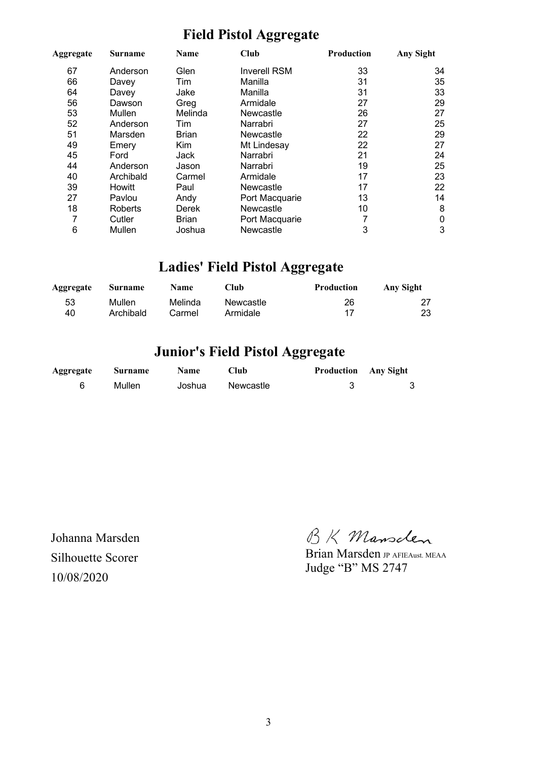## Field Pistol Aggregate

| Aggregate | Surname | Name | Club | Production | Any Sight |
|---|---|---|---|---|---|
| 67 | Anderson | Glen | Inverell RSM | 33 | 34 |
| 66 | Davey | Tim | Manilla | 31 | 35 |
| 64 | Davey | Jake | Manilla | 31 | 33 |
| 56 | Dawson | Greg | Armidale | 27 | 29 |
| 53 | Mullen | Melinda | Newcastle | 26 | 27 |
| 52 | Anderson | Tim | Narrabri | 27 | 25 |
| 51 | Marsden | Brian | Newcastle | 22 | 29 |
| 49 | Emery | Kim | Mt Lindesay | 22 | 27 |
| 45 | Ford | Jack | Narrabri | 21 | 24 |
| 44 | Anderson | Jason | Narrabri | 19 | 25 |
| 40 | Archibald | Carmel | Armidale | 17 | 23 |
| 39 | Howitt | Paul | Newcastle | 17 | 22 |
| 27 | Pavlou | Andy | Port Macquarie | 13 | 14 |
| 18 | Roberts | Derek | Newcastle | 10 | 8 |
| 7 | Cutler | Brian | Port Macquarie | 7 | 0 |
| 6 | Mullen | Joshua | Newcastle | 3 | 3 |

## Ladies' Field Pistol Aggregate

| Aggregate | Surname | Name | Club | Production | Any Sight |
|---|---|---|---|---|---|
| 53 | Mullen | Melinda | Newcastle | 26 | 27 |
| 40 | Archibald | Carmel | Armidale | 17 | 23 |

## Junior's Field Pistol Aggregate

| Aggregate | Surname | Name | Club | Production | Any Sight |
|---|---|---|---|---|---|
| 6 | Mullen | Joshua | Newcastle | 3 | 3 |

Johanna Marsden
Silhouette Scorer
10/08/2020

B K Marsden
Brian Marsden JP AFIEAust. MEAA
Judge "B" MS 2747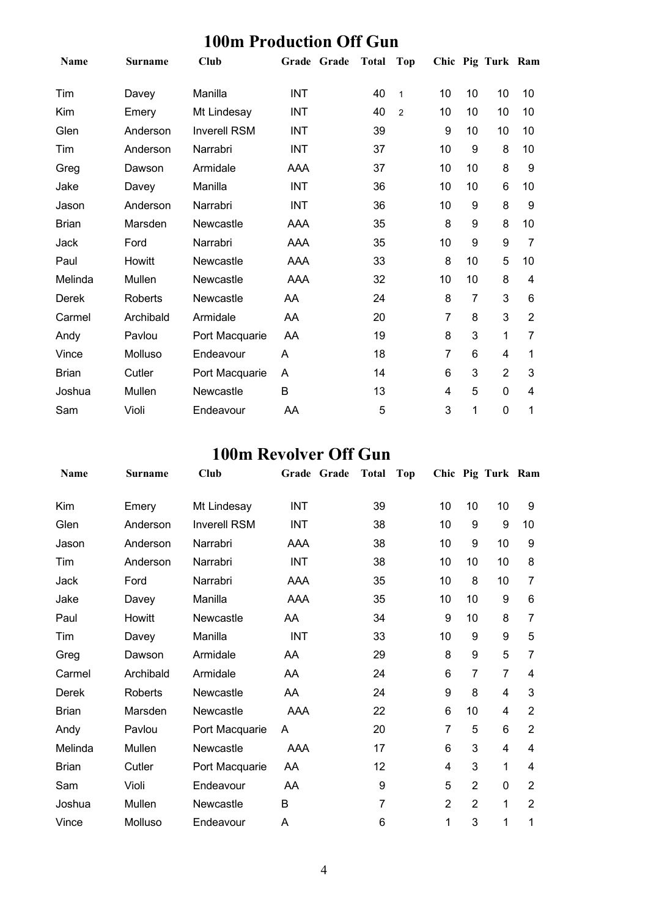## 100m Production Off Gun

| Name | Surname | Club | Grade | Grade | Total | Top | Chic | Pig | Turk | Ram |
|---|---|---|---|---|---|---|---|---|---|---|
| Tim | Davey | Manilla | INT | | 40 | 1 | 10 | 10 | 10 | 10 |
| Kim | Emery | Mt Lindesay | INT | | 40 | 2 | 10 | 10 | 10 | 10 |
| Glen | Anderson | Inverell RSM | INT | | 39 | | 9 | 10 | 10 | 10 |
| Tim | Anderson | Narrabri | INT | | 37 | | 10 | 9 | 8 | 10 |
| Greg | Dawson | Armidale | AAA | | 37 | | 10 | 10 | 8 | 9 |
| Jake | Davey | Manilla | INT | | 36 | | 10 | 10 | 6 | 10 |
| Jason | Anderson | Narrabri | INT | | 36 | | 10 | 9 | 8 | 9 |
| Brian | Marsden | Newcastle | AAA | | 35 | | 8 | 9 | 8 | 10 |
| Jack | Ford | Narrabri | AAA | | 35 | | 10 | 9 | 9 | 7 |
| Paul | Howitt | Newcastle | AAA | | 33 | | 8 | 10 | 5 | 10 |
| Melinda | Mullen | Newcastle | AAA | | 32 | | 10 | 10 | 8 | 4 |
| Derek | Roberts | Newcastle | AA | | 24 | | 8 | 7 | 3 | 6 |
| Carmel | Archibald | Armidale | AA | | 20 | | 7 | 8 | 3 | 2 |
| Andy | Pavlou | Port Macquarie | AA | | 19 | | 8 | 3 | 1 | 7 |
| Vince | Molluso | Endeavour | A | | 18 | | 7 | 6 | 4 | 1 |
| Brian | Cutler | Port Macquarie | A | | 14 | | 6 | 3 | 2 | 3 |
| Joshua | Mullen | Newcastle | B | | 13 | | 4 | 5 | 0 | 4 |
| Sam | Violi | Endeavour | AA | | 5 | | 3 | 1 | 0 | 1 |

## 100m Revolver Off Gun

| Name | Surname | Club | Grade | Grade | Total | Top | Chic | Pig | Turk | Ram |
|---|---|---|---|---|---|---|---|---|---|---|
| Kim | Emery | Mt Lindesay | INT | | 39 | | 10 | 10 | 10 | 9 |
| Glen | Anderson | Inverell RSM | INT | | 38 | | 10 | 9 | 9 | 10 |
| Jason | Anderson | Narrabri | AAA | | 38 | | 10 | 9 | 10 | 9 |
| Tim | Anderson | Narrabri | INT | | 38 | | 10 | 10 | 10 | 8 |
| Jack | Ford | Narrabri | AAA | | 35 | | 10 | 8 | 10 | 7 |
| Jake | Davey | Manilla | AAA | | 35 | | 10 | 10 | 9 | 6 |
| Paul | Howitt | Newcastle | AA | | 34 | | 9 | 10 | 8 | 7 |
| Tim | Davey | Manilla | INT | | 33 | | 10 | 9 | 9 | 5 |
| Greg | Dawson | Armidale | AA | | 29 | | 8 | 9 | 5 | 7 |
| Carmel | Archibald | Armidale | AA | | 24 | | 6 | 7 | 7 | 4 |
| Derek | Roberts | Newcastle | AA | | 24 | | 9 | 8 | 4 | 3 |
| Brian | Marsden | Newcastle | AAA | | 22 | | 6 | 10 | 4 | 2 |
| Andy | Pavlou | Port Macquarie | A | | 20 | | 7 | 5 | 6 | 2 |
| Melinda | Mullen | Newcastle | AAA | | 17 | | 6 | 3 | 4 | 4 |
| Brian | Cutler | Port Macquarie | AA | | 12 | | 4 | 3 | 1 | 4 |
| Sam | Violi | Endeavour | AA | | 9 | | 5 | 2 | 0 | 2 |
| Joshua | Mullen | Newcastle | B | | 7 | | 2 | 2 | 1 | 2 |
| Vince | Molluso | Endeavour | A | | 6 | | 1 | 3 | 1 | 1 |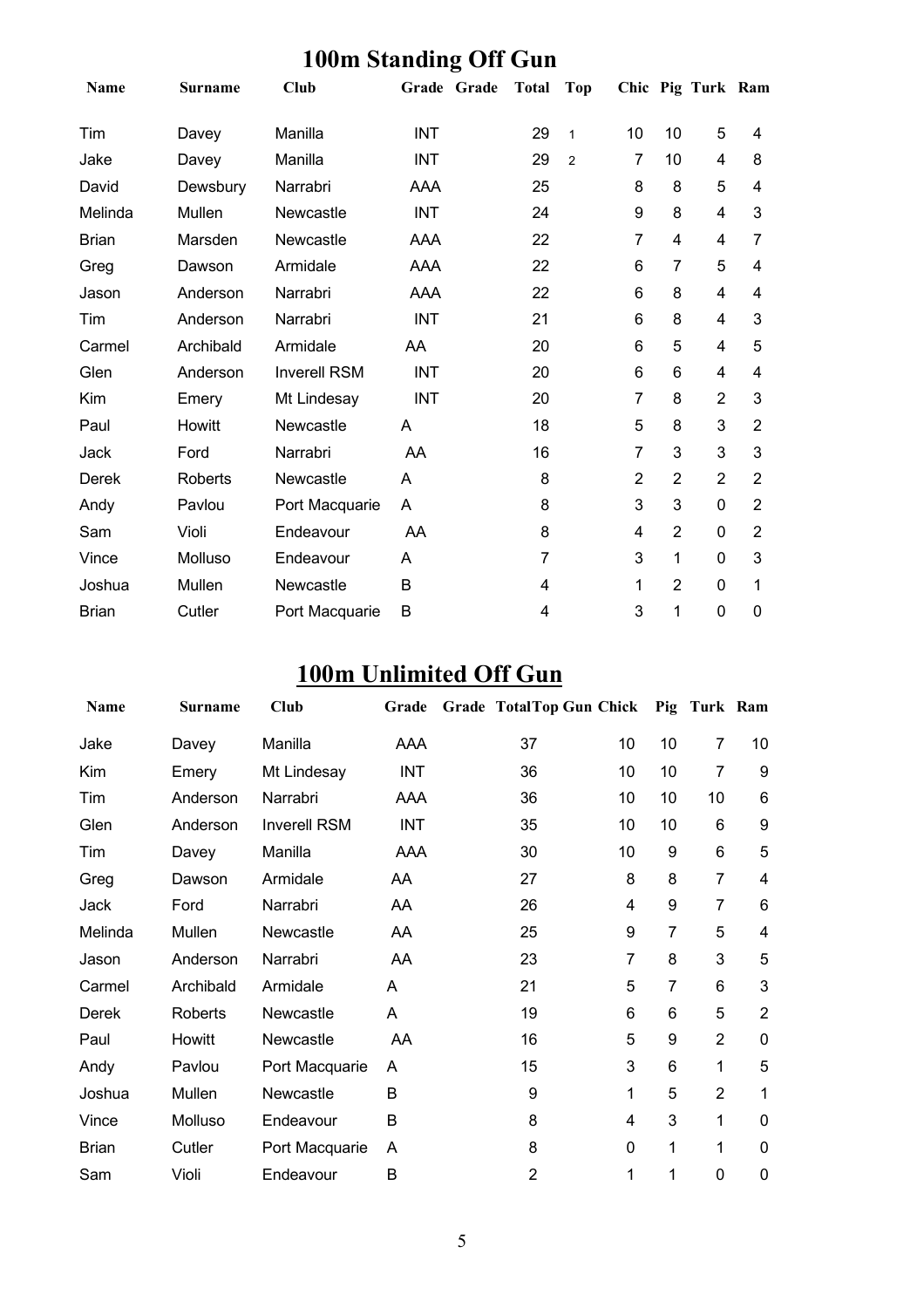# 100m Standing Off Gun

| Name | Surname | Club | Grade | Grade | Total | Top | Chic | Pig | Turk | Ram |
|---|---|---|---|---|---|---|---|---|---|---|
| Tim | Davey | Manilla | INT | | 29 | 1 | 10 | 10 | 5 | 4 |
| Jake | Davey | Manilla | INT | | 29 | 2 | 7 | 10 | 4 | 8 |
| David | Dewsbury | Narrabri | AAA | | 25 | | 8 | 8 | 5 | 4 |
| Melinda | Mullen | Newcastle | INT | | 24 | | 9 | 8 | 4 | 3 |
| Brian | Marsden | Newcastle | AAA | | 22 | | 7 | 4 | 4 | 7 |
| Greg | Dawson | Armidale | AAA | | 22 | | 6 | 7 | 5 | 4 |
| Jason | Anderson | Narrabri | AAA | | 22 | | 6 | 8 | 4 | 4 |
| Tim | Anderson | Narrabri | INT | | 21 | | 6 | 8 | 4 | 3 |
| Carmel | Archibald | Armidale | AA | | 20 | | 6 | 5 | 4 | 5 |
| Glen | Anderson | Inverell RSM | INT | | 20 | | 6 | 6 | 4 | 4 |
| Kim | Emery | Mt Lindesay | INT | | 20 | | 7 | 8 | 2 | 3 |
| Paul | Howitt | Newcastle | A | | 18 | | 5 | 8 | 3 | 2 |
| Jack | Ford | Narrabri | AA | | 16 | | 7 | 3 | 3 | 3 |
| Derek | Roberts | Newcastle | A | | 8 | | 2 | 2 | 2 | 2 |
| Andy | Pavlou | Port Macquarie | A | | 8 | | 3 | 3 | 0 | 2 |
| Sam | Violi | Endeavour | AA | | 8 | | 4 | 2 | 0 | 2 |
| Vince | Molluso | Endeavour | A | | 7 | | 3 | 1 | 0 | 3 |
| Joshua | Mullen | Newcastle | B | | 4 | | 1 | 2 | 0 | 1 |
| Brian | Cutler | Port Macquarie | B | | 4 | | 3 | 1 | 0 | 0 |

# 100m Unlimited Off Gun

| Name | Surname | Club | Grade | Grade | Total | Top Gun | Chick | Pig | Turk | Ram |
|---|---|---|---|---|---|---|---|---|---|---|
| Jake | Davey | Manilla | AAA | | 37 | | 10 | 10 | 7 | 10 |
| Kim | Emery | Mt Lindesay | INT | | 36 | | 10 | 10 | 7 | 9 |
| Tim | Anderson | Narrabri | AAA | | 36 | | 10 | 10 | 10 | 6 |
| Glen | Anderson | Inverell RSM | INT | | 35 | | 10 | 10 | 6 | 9 |
| Tim | Davey | Manilla | AAA | | 30 | | 10 | 9 | 6 | 5 |
| Greg | Dawson | Armidale | AA | | 27 | | 8 | 8 | 7 | 4 |
| Jack | Ford | Narrabri | AA | | 26 | | 4 | 9 | 7 | 6 |
| Melinda | Mullen | Newcastle | AA | | 25 | | 9 | 7 | 5 | 4 |
| Jason | Anderson | Narrabri | AA | | 23 | | 7 | 8 | 3 | 5 |
| Carmel | Archibald | Armidale | A | | 21 | | 5 | 7 | 6 | 3 |
| Derek | Roberts | Newcastle | A | | 19 | | 6 | 6 | 5 | 2 |
| Paul | Howitt | Newcastle | AA | | 16 | | 5 | 9 | 2 | 0 |
| Andy | Pavlou | Port Macquarie | A | | 15 | | 3 | 6 | 1 | 5 |
| Joshua | Mullen | Newcastle | B | | 9 | | 1 | 5 | 2 | 1 |
| Vince | Molluso | Endeavour | B | | 8 | | 4 | 3 | 1 | 0 |
| Brian | Cutler | Port Macquarie | A | | 8 | | 0 | 1 | 1 | 0 |
| Sam | Violi | Endeavour | B | | 2 | | 1 | 1 | 0 | 0 |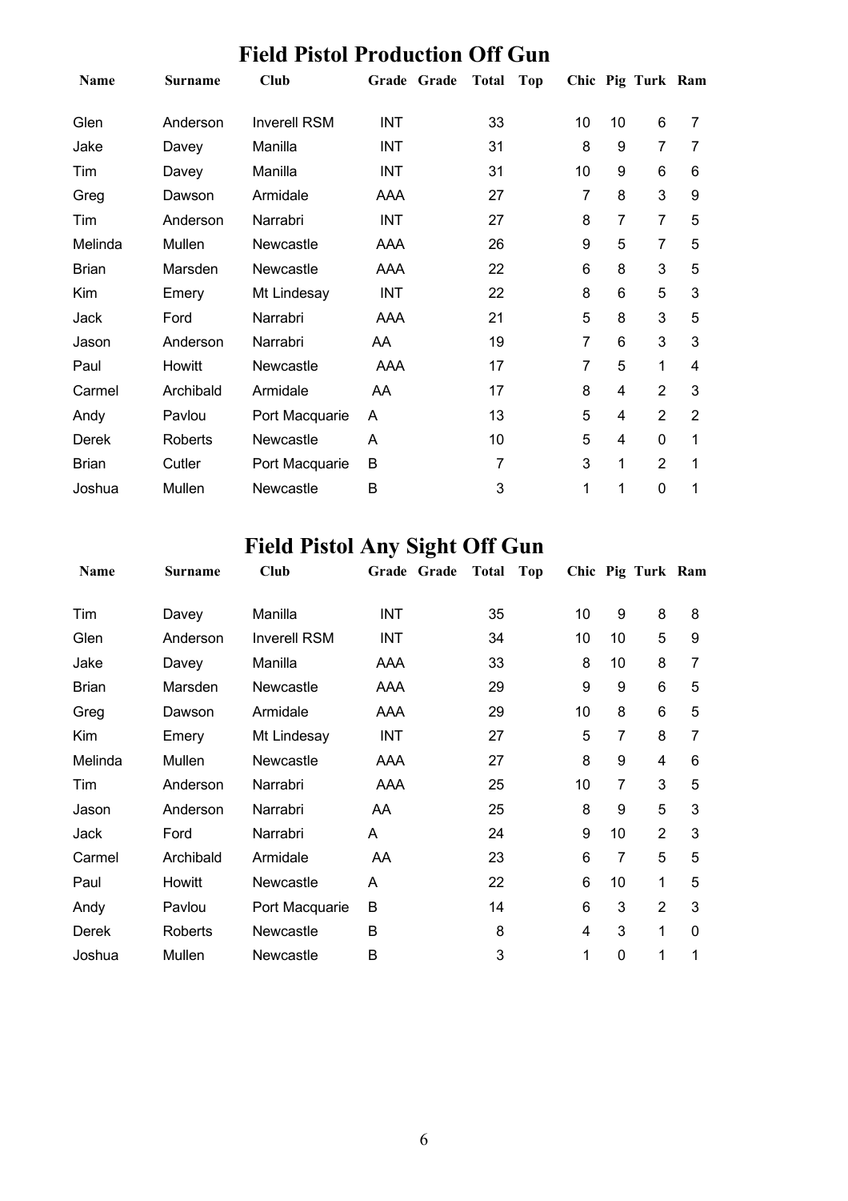# Field Pistol Production Off Gun

| Name | Surname | Club | Grade | Grade | Total | Top | Chic | Pig | Turk | Ram |
|---|---|---|---|---|---|---|---|---|---|---|
| Glen | Anderson | Inverell RSM | INT | | 33 | | 10 | 10 | 6 | 7 |
| Jake | Davey | Manilla | INT | | 31 | | 8 | 9 | 7 | 7 |
| Tim | Davey | Manilla | INT | | 31 | | 10 | 9 | 6 | 6 |
| Greg | Dawson | Armidale | AAA | | 27 | | 7 | 8 | 3 | 9 |
| Tim | Anderson | Narrabri | INT | | 27 | | 8 | 7 | 7 | 5 |
| Melinda | Mullen | Newcastle | AAA | | 26 | | 9 | 5 | 7 | 5 |
| Brian | Marsden | Newcastle | AAA | | 22 | | 6 | 8 | 3 | 5 |
| Kim | Emery | Mt Lindesay | INT | | 22 | | 8 | 6 | 5 | 3 |
| Jack | Ford | Narrabri | AAA | | 21 | | 5 | 8 | 3 | 5 |
| Jason | Anderson | Narrabri | AA | | 19 | | 7 | 6 | 3 | 3 |
| Paul | Howitt | Newcastle | AAA | | 17 | | 7 | 5 | 1 | 4 |
| Carmel | Archibald | Armidale | AA | | 17 | | 8 | 4 | 2 | 3 |
| Andy | Pavlou | Port Macquarie | A | | 13 | | 5 | 4 | 2 | 2 |
| Derek | Roberts | Newcastle | A | | 10 | | 5 | 4 | 0 | 1 |
| Brian | Cutler | Port Macquarie | B | | 7 | | 3 | 1 | 2 | 1 |
| Joshua | Mullen | Newcastle | B | | 3 | | 1 | 1 | 0 | 1 |

# Field Pistol Any Sight Off Gun

| Name | Surname | Club | Grade | Grade | Total | Top | Chic | Pig | Turk | Ram |
|---|---|---|---|---|---|---|---|---|---|---|
| Tim | Davey | Manilla | INT | | 35 | | 10 | 9 | 8 | 8 |
| Glen | Anderson | Inverell RSM | INT | | 34 | | 10 | 10 | 5 | 9 |
| Jake | Davey | Manilla | AAA | | 33 | | 8 | 10 | 8 | 7 |
| Brian | Marsden | Newcastle | AAA | | 29 | | 9 | 9 | 6 | 5 |
| Greg | Dawson | Armidale | AAA | | 29 | | 10 | 8 | 6 | 5 |
| Kim | Emery | Mt Lindesay | INT | | 27 | | 5 | 7 | 8 | 7 |
| Melinda | Mullen | Newcastle | AAA | | 27 | | 8 | 9 | 4 | 6 |
| Tim | Anderson | Narrabri | AAA | | 25 | | 10 | 7 | 3 | 5 |
| Jason | Anderson | Narrabri | AA | | 25 | | 8 | 9 | 5 | 3 |
| Jack | Ford | Narrabri | A | | 24 | | 9 | 10 | 2 | 3 |
| Carmel | Archibald | Armidale | AA | | 23 | | 6 | 7 | 5 | 5 |
| Paul | Howitt | Newcastle | A | | 22 | | 6 | 10 | 1 | 5 |
| Andy | Pavlou | Port Macquarie | B | | 14 | | 6 | 3 | 2 | 3 |
| Derek | Roberts | Newcastle | B | | 8 | | 4 | 3 | 1 | 0 |
| Joshua | Mullen | Newcastle | B | | 3 | | 1 | 0 | 1 | 1 |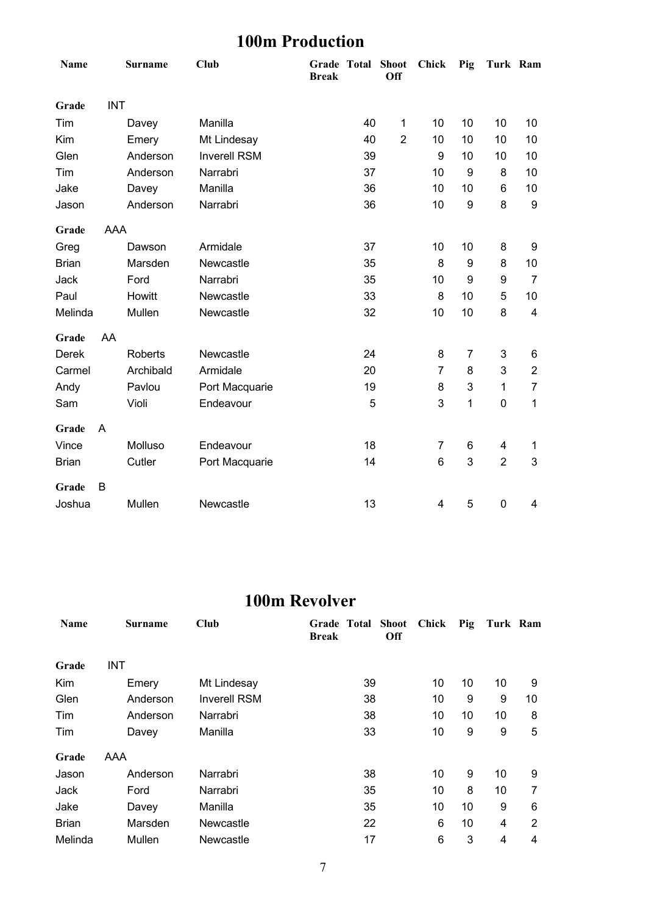## 100m Production

| Name | Surname | Club | Grade Break | Total | Shoot Off | Chick | Pig | Turk | Ram |
|---|---|---|---|---|---|---|---|---|---|
| **Grade** | INT | | | | | | | | |
| Tim | Davey | Manilla | | 40 | 1 | 10 | 10 | 10 | 10 |
| Kim | Emery | Mt Lindesay | | 40 | 2 | 10 | 10 | 10 | 10 |
| Glen | Anderson | Inverell RSM | | 39 | | 9 | 10 | 10 | 10 |
| Tim | Anderson | Narrabri | | 37 | | 10 | 9 | 8 | 10 |
| Jake | Davey | Manilla | | 36 | | 10 | 10 | 6 | 10 |
| Jason | Anderson | Narrabri | | 36 | | 10 | 9 | 8 | 9 |
| **Grade** | AAA | | | | | | | | |
| Greg | Dawson | Armidale | | 37 | | 10 | 10 | 8 | 9 |
| Brian | Marsden | Newcastle | | 35 | | 8 | 9 | 8 | 10 |
| Jack | Ford | Narrabri | | 35 | | 10 | 9 | 9 | 7 |
| Paul | Howitt | Newcastle | | 33 | | 8 | 10 | 5 | 10 |
| Melinda | Mullen | Newcastle | | 32 | | 10 | 10 | 8 | 4 |
| **Grade** | AA | | | | | | | | |
| Derek | Roberts | Newcastle | | 24 | | 8 | 7 | 3 | 6 |
| Carmel | Archibald | Armidale | | 20 | | 7 | 8 | 3 | 2 |
| Andy | Pavlou | Port Macquarie | | 19 | | 8 | 3 | 1 | 7 |
| Sam | Violi | Endeavour | | 5 | | 3 | 1 | 0 | 1 |
| **Grade** | A | | | | | | | | |
| Vince | Molluso | Endeavour | | 18 | | 7 | 6 | 4 | 1 |
| Brian | Cutler | Port Macquarie | | 14 | | 6 | 3 | 2 | 3 |
| **Grade** | B | | | | | | | | |
| Joshua | Mullen | Newcastle | | 13 | | 4 | 5 | 0 | 4 |

## 100m Revolver

| Name | Surname | Club | Grade Break | Total | Shoot Off | Chick | Pig | Turk | Ram |
|---|---|---|---|---|---|---|---|---|---|
| **Grade** | INT | | | | | | | | |
| Kim | Emery | Mt Lindesay | | 39 | | 10 | 10 | 10 | 9 |
| Glen | Anderson | Inverell RSM | | 38 | | 10 | 9 | 9 | 10 |
| Tim | Anderson | Narrabri | | 38 | | 10 | 10 | 10 | 8 |
| Tim | Davey | Manilla | | 33 | | 10 | 9 | 9 | 5 |
| **Grade** | AAA | | | | | | | | |
| Jason | Anderson | Narrabri | | 38 | | 10 | 9 | 10 | 9 |
| Jack | Ford | Narrabri | | 35 | | 10 | 8 | 10 | 7 |
| Jake | Davey | Manilla | | 35 | | 10 | 10 | 9 | 6 |
| Brian | Marsden | Newcastle | | 22 | | 6 | 10 | 4 | 2 |
| Melinda | Mullen | Newcastle | | 17 | | 6 | 3 | 4 | 4 |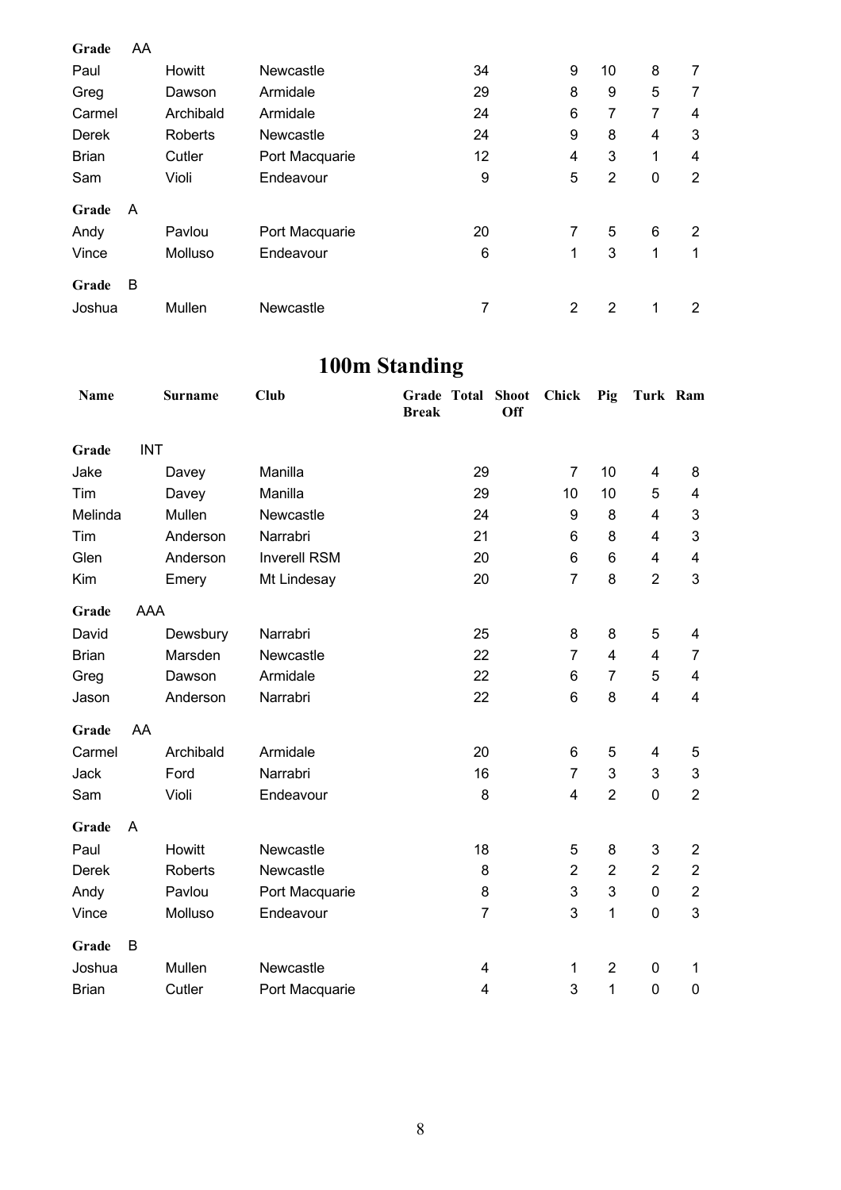| | | | | | | | | | |
|---|---|---|---|---|---|---|---|---|---|
| **Grade** AA | | | | | | | | | |
| Paul | Howitt | Newcastle | | 34 | | 9 | 10 | 8 | 7 |
| Greg | Dawson | Armidale | | 29 | | 8 | 9 | 5 | 7 |
| Carmel | Archibald | Armidale | | 24 | | 6 | 7 | 7 | 4 |
| Derek | Roberts | Newcastle | | 24 | | 9 | 8 | 4 | 3 |
| Brian | Cutler | Port Macquarie | | 12 | | 4 | 3 | 1 | 4 |
| Sam | Violi | Endeavour | | 9 | | 5 | 2 | 0 | 2 |
| **Grade** A | | | | | | | | | |
| Andy | Pavlou | Port Macquarie | | 20 | | 7 | 5 | 6 | 2 |
| Vince | Molluso | Endeavour | | 6 | | 1 | 3 | 1 | 1 |
| **Grade** B | | | | | | | | | |
| Joshua | Mullen | Newcastle | | 7 | | 2 | 2 | 1 | 2 |

# 100m Standing

| Name | Surname | Club | Grade Break | Total | Shoot Off | Chick | Pig | Turk | Ram |
|---|---|---|---|---|---|---|---|---|---|
| **Grade** INT | | | | | | | | | |
| Jake | Davey | Manilla | | 29 | | 7 | 10 | 4 | 8 |
| Tim | Davey | Manilla | | 29 | | 10 | 10 | 5 | 4 |
| Melinda | Mullen | Newcastle | | 24 | | 9 | 8 | 4 | 3 |
| Tim | Anderson | Narrabri | | 21 | | 6 | 8 | 4 | 3 |
| Glen | Anderson | Inverell RSM | | 20 | | 6 | 6 | 4 | 4 |
| Kim | Emery | Mt Lindesay | | 20 | | 7 | 8 | 2 | 3 |
| **Grade** AAA | | | | | | | | | |
| David | Dewsbury | Narrabri | | 25 | | 8 | 8 | 5 | 4 |
| Brian | Marsden | Newcastle | | 22 | | 7 | 4 | 4 | 7 |
| Greg | Dawson | Armidale | | 22 | | 6 | 7 | 5 | 4 |
| Jason | Anderson | Narrabri | | 22 | | 6 | 8 | 4 | 4 |
| **Grade** AA | | | | | | | | | |
| Carmel | Archibald | Armidale | | 20 | | 6 | 5 | 4 | 5 |
| Jack | Ford | Narrabri | | 16 | | 7 | 3 | 3 | 3 |
| Sam | Violi | Endeavour | | 8 | | 4 | 2 | 0 | 2 |
| **Grade** A | | | | | | | | | |
| Paul | Howitt | Newcastle | | 18 | | 5 | 8 | 3 | 2 |
| Derek | Roberts | Newcastle | | 8 | | 2 | 2 | 2 | 2 |
| Andy | Pavlou | Port Macquarie | | 8 | | 3 | 3 | 0 | 2 |
| Vince | Molluso | Endeavour | | 7 | | 3 | 1 | 0 | 3 |
| **Grade** B | | | | | | | | | |
| Joshua | Mullen | Newcastle | | 4 | | 1 | 2 | 0 | 1 |
| Brian | Cutler | Port Macquarie | | 4 | | 3 | 1 | 0 | 0 |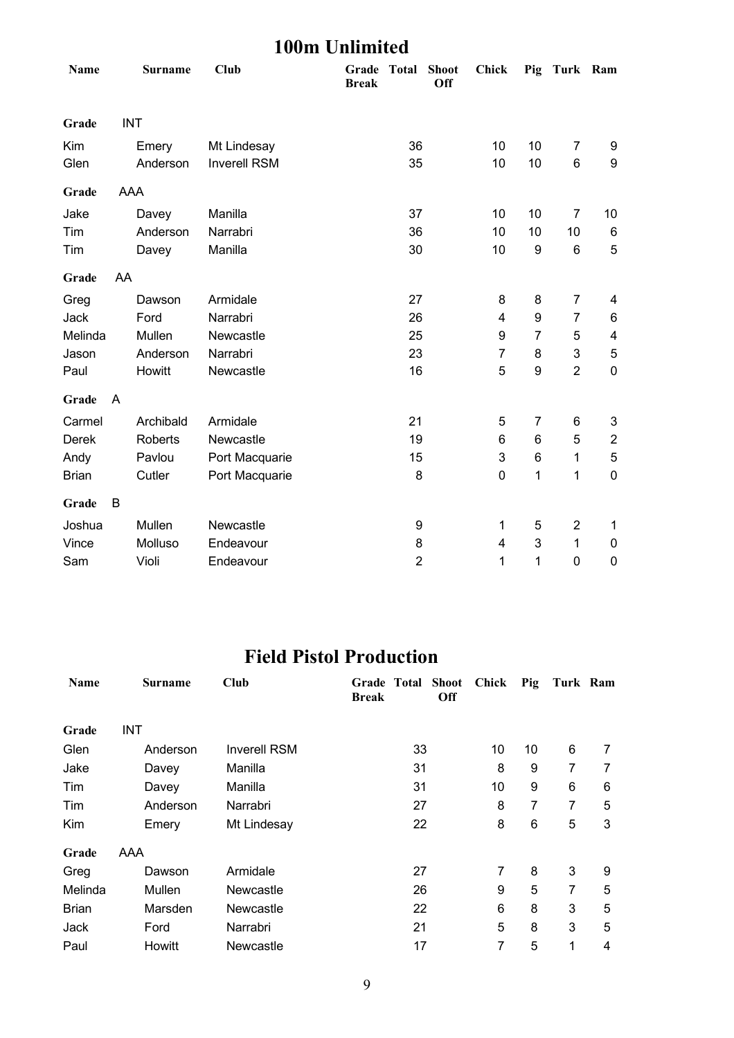## 100m Unlimited

| Name | Surname | Club | Grade Break | Total | Shoot Off | Chick | Pig | Turk | Ram |
|---|---|---|---|---|---|---|---|---|---|
| **Grade** | INT | | | | | | | | |
| Kim | Emery | Mt Lindesay | | 36 | | 10 | 10 | 7 | 9 |
| Glen | Anderson | Inverell RSM | | 35 | | 10 | 10 | 6 | 9 |
| **Grade** | AAA | | | | | | | | |
| Jake | Davey | Manilla | | 37 | | 10 | 10 | 7 | 10 |
| Tim | Anderson | Narrabri | | 36 | | 10 | 10 | 10 | 6 |
| Tim | Davey | Manilla | | 30 | | 10 | 9 | 6 | 5 |
| **Grade** | AA | | | | | | | | |
| Greg | Dawson | Armidale | | 27 | | 8 | 8 | 7 | 4 |
| Jack | Ford | Narrabri | | 26 | | 4 | 9 | 7 | 6 |
| Melinda | Mullen | Newcastle | | 25 | | 9 | 7 | 5 | 4 |
| Jason | Anderson | Narrabri | | 23 | | 7 | 8 | 3 | 5 |
| Paul | Howitt | Newcastle | | 16 | | 5 | 9 | 2 | 0 |
| **Grade** | A | | | | | | | | |
| Carmel | Archibald | Armidale | | 21 | | 5 | 7 | 6 | 3 |
| Derek | Roberts | Newcastle | | 19 | | 6 | 6 | 5 | 2 |
| Andy | Pavlou | Port Macquarie | | 15 | | 3 | 6 | 1 | 5 |
| Brian | Cutler | Port Macquarie | | 8 | | 0 | 1 | 1 | 0 |
| **Grade** | B | | | | | | | | |
| Joshua | Mullen | Newcastle | | 9 | | 1 | 5 | 2 | 1 |
| Vince | Molluso | Endeavour | | 8 | | 4 | 3 | 1 | 0 |
| Sam | Violi | Endeavour | | 2 | | 1 | 1 | 0 | 0 |

## Field Pistol Production

| Name | Surname | Club | Grade Break | Total | Shoot Off | Chick | Pig | Turk | Ram |
|---|---|---|---|---|---|---|---|---|---|
| **Grade** | INT | | | | | | | | |
| Glen | Anderson | Inverell RSM | | 33 | | 10 | 10 | 6 | 7 |
| Jake | Davey | Manilla | | 31 | | 8 | 9 | 7 | 7 |
| Tim | Davey | Manilla | | 31 | | 10 | 9 | 6 | 6 |
| Tim | Anderson | Narrabri | | 27 | | 8 | 7 | 7 | 5 |
| Kim | Emery | Mt Lindesay | | 22 | | 8 | 6 | 5 | 3 |
| **Grade** | AAA | | | | | | | | |
| Greg | Dawson | Armidale | | 27 | | 7 | 8 | 3 | 9 |
| Melinda | Mullen | Newcastle | | 26 | | 9 | 5 | 7 | 5 |
| Brian | Marsden | Newcastle | | 22 | | 6 | 8 | 3 | 5 |
| Jack | Ford | Narrabri | | 21 | | 5 | 8 | 3 | 5 |
| Paul | Howitt | Newcastle | | 17 | | 7 | 5 | 1 | 4 |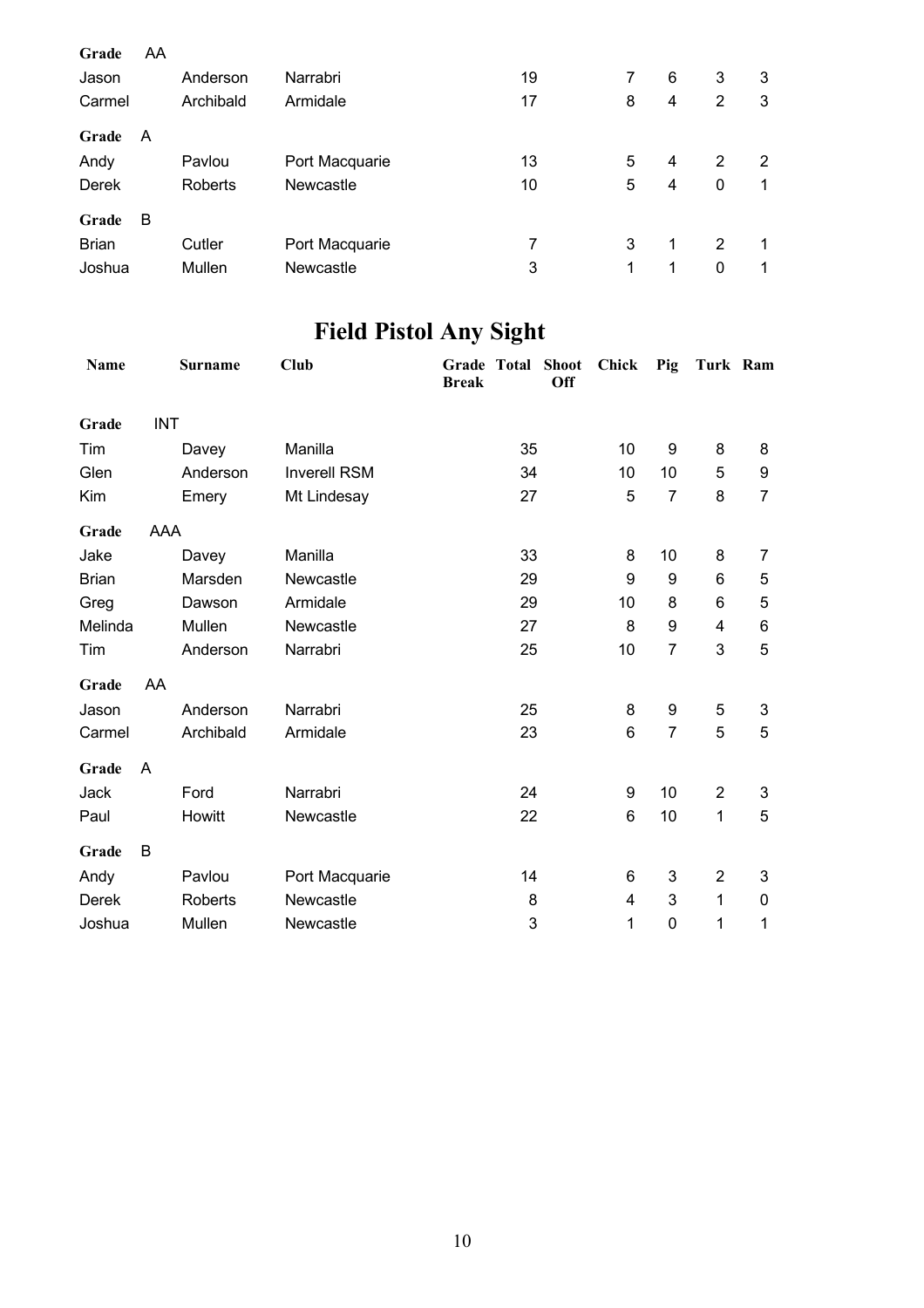| Name | Surname | Club | Grade Break | Total | Shoot Off | Chick | Pig | Turk | Ram |
|---|---|---|---|---|---|---|---|---|---|
| **Grade** AA | | | | | | | | | |
| Jason | Anderson | Narrabri | | 19 | | 7 | 6 | 3 | 3 |
| Carmel | Archibald | Armidale | | 17 | | 8 | 4 | 2 | 3 |
| **Grade** A | | | | | | | | | |
| Andy | Pavlou | Port Macquarie | | 13 | | 5 | 4 | 2 | 2 |
| Derek | Roberts | Newcastle | | 10 | | 5 | 4 | 0 | 1 |
| **Grade** B | | | | | | | | | |
| Brian | Cutler | Port Macquarie | | 7 | | 3 | 1 | 2 | 1 |
| Joshua | Mullen | Newcastle | | 3 | | 1 | 1 | 0 | 1 |

# Field Pistol Any Sight

| Name | Surname | Club | Grade Break | Total | Shoot Off | Chick | Pig | Turk | Ram |
|---|---|---|---|---|---|---|---|---|---|
| **Grade** INT | | | | | | | | | |
| Tim | Davey | Manilla | | 35 | | 10 | 9 | 8 | 8 |
| Glen | Anderson | Inverell RSM | | 34 | | 10 | 10 | 5 | 9 |
| Kim | Emery | Mt Lindesay | | 27 | | 5 | 7 | 8 | 7 |
| **Grade** AAA | | | | | | | | | |
| Jake | Davey | Manilla | | 33 | | 8 | 10 | 8 | 7 |
| Brian | Marsden | Newcastle | | 29 | | 9 | 9 | 6 | 5 |
| Greg | Dawson | Armidale | | 29 | | 10 | 8 | 6 | 5 |
| Melinda | Mullen | Newcastle | | 27 | | 8 | 9 | 4 | 6 |
| Tim | Anderson | Narrabri | | 25 | | 10 | 7 | 3 | 5 |
| **Grade** AA | | | | | | | | | |
| Jason | Anderson | Narrabri | | 25 | | 8 | 9 | 5 | 3 |
| Carmel | Archibald | Armidale | | 23 | | 6 | 7 | 5 | 5 |
| **Grade** A | | | | | | | | | |
| Jack | Ford | Narrabri | | 24 | | 9 | 10 | 2 | 3 |
| Paul | Howitt | Newcastle | | 22 | | 6 | 10 | 1 | 5 |
| **Grade** B | | | | | | | | | |
| Andy | Pavlou | Port Macquarie | | 14 | | 6 | 3 | 2 | 3 |
| Derek | Roberts | Newcastle | | 8 | | 4 | 3 | 1 | 0 |
| Joshua | Mullen | Newcastle | | 3 | | 1 | 0 | 1 | 1 |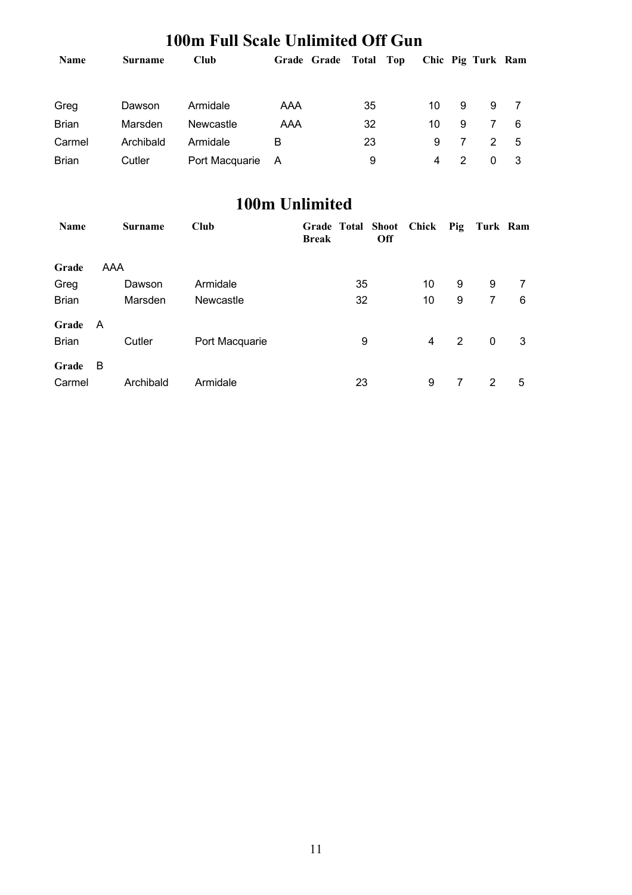## 100m Full Scale Unlimited Off Gun

| Name | Surname | Club | Grade | Grade | Total | Top | Chic | Pig | Turk | Ram |
|---|---|---|---|---|---|---|---|---|---|---|
| Greg | Dawson | Armidale | AAA | | 35 | | 10 | 9 | 9 | 7 |
| Brian | Marsden | Newcastle | AAA | | 32 | | 10 | 9 | 7 | 6 |
| Carmel | Archibald | Armidale | B | | 23 | | 9 | 7 | 2 | 5 |
| Brian | Cutler | Port Macquarie | A | | 9 | | 4 | 2 | 0 | 3 |

## 100m Unlimited

| Name | Surname | Club | Grade Break | Total | Shoot Off | Chick | Pig | Turk | Ram |
|---|---|---|---|---|---|---|---|---|---|
| **Grade** AAA | | | | | | | | | |
| Greg | Dawson | Armidale | | 35 | | 10 | 9 | 9 | 7 |
| Brian | Marsden | Newcastle | | 32 | | 10 | 9 | 7 | 6 |
| **Grade** A | | | | | | | | | |
| Brian | Cutler | Port Macquarie | | 9 | | 4 | 2 | 0 | 3 |
| **Grade** B | | | | | | | | | |
| Carmel | Archibald | Armidale | | 23 | | 9 | 7 | 2 | 5 |